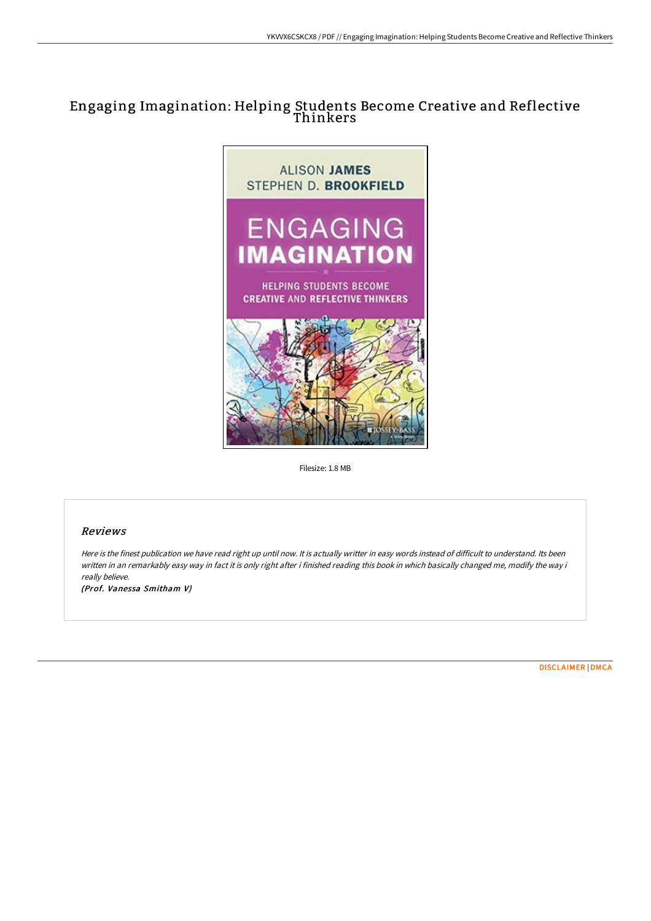# Engaging Imagination: Helping Students Become Creative and Reflective Thinkers

Filesize: 1.8 MB

## Reviews

*Here is the finest publication we have read right up until now. It is actually writter in easy words instead of difficult to understand. Its been written in an remarkably easy way in fact it is only right after i finished reading this book in which basically changed me, modify the way i really believe.*

***(Prof. Vanessa Smitham V)***

DISCLAIMER | DMCA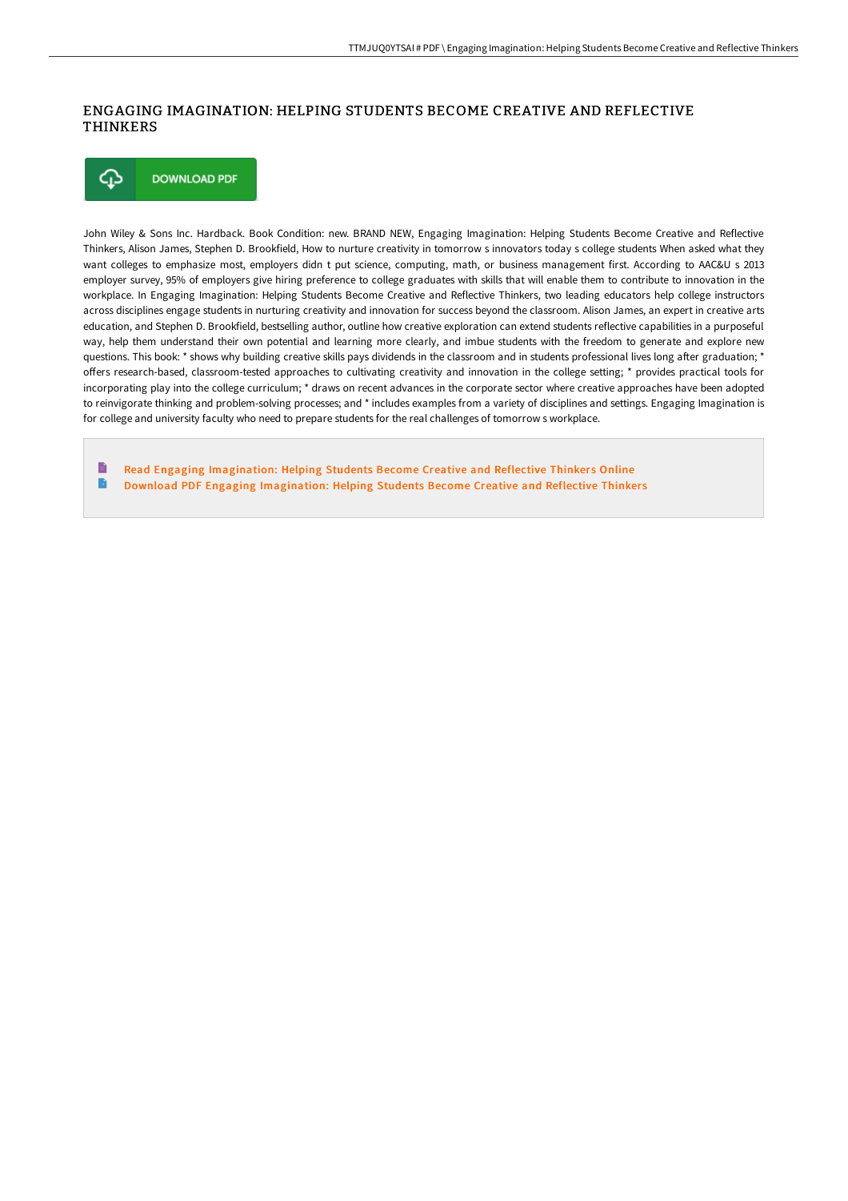# ENGAGING IMAGINATION: HELPING STUDENTS BECOME CREATIVE AND REFLECTIVE THINKERS

DOWNLOAD PDF

John Wiley & Sons Inc. Hardback. Book Condition: new. BRAND NEW, Engaging Imagination: Helping Students Become Creative and Reflective Thinkers, Alison James, Stephen D. Brookfield, How to nurture creativity in tomorrow s innovators today s college students When asked what they want colleges to emphasize most, employers didn t put science, computing, math, or business management first. According to AAC&U s 2013 employer survey, 95% of employers give hiring preference to college graduates with skills that will enable them to contribute to innovation in the workplace. In Engaging Imagination: Helping Students Become Creative and Reflective Thinkers, two leading educators help college instructors across disciplines engage students in nurturing creativity and innovation for success beyond the classroom. Alison James, an expert in creative arts education, and Stephen D. Brookfield, bestselling author, outline how creative exploration can extend students reflective capabilities in a purposeful way, help them understand their own potential and learning more clearly, and imbue students with the freedom to generate and explore new questions. This book: * shows why building creative skills pays dividends in the classroom and in students professional lives long after graduation; * offers research-based, classroom-tested approaches to cultivating creativity and innovation in the college setting; * provides practical tools for incorporating play into the college curriculum; * draws on recent advances in the corporate sector where creative approaches have been adopted to reinvigorate thinking and problem-solving processes; and * includes examples from a variety of disciplines and settings. Engaging Imagination is for college and university faculty who need to prepare students for the real challenges of tomorrow s workplace.

- Read Engaging Imagination: Helping Students Become Creative and Reflective Thinkers Online
- Download PDF Engaging Imagination: Helping Students Become Creative and Reflective Thinkers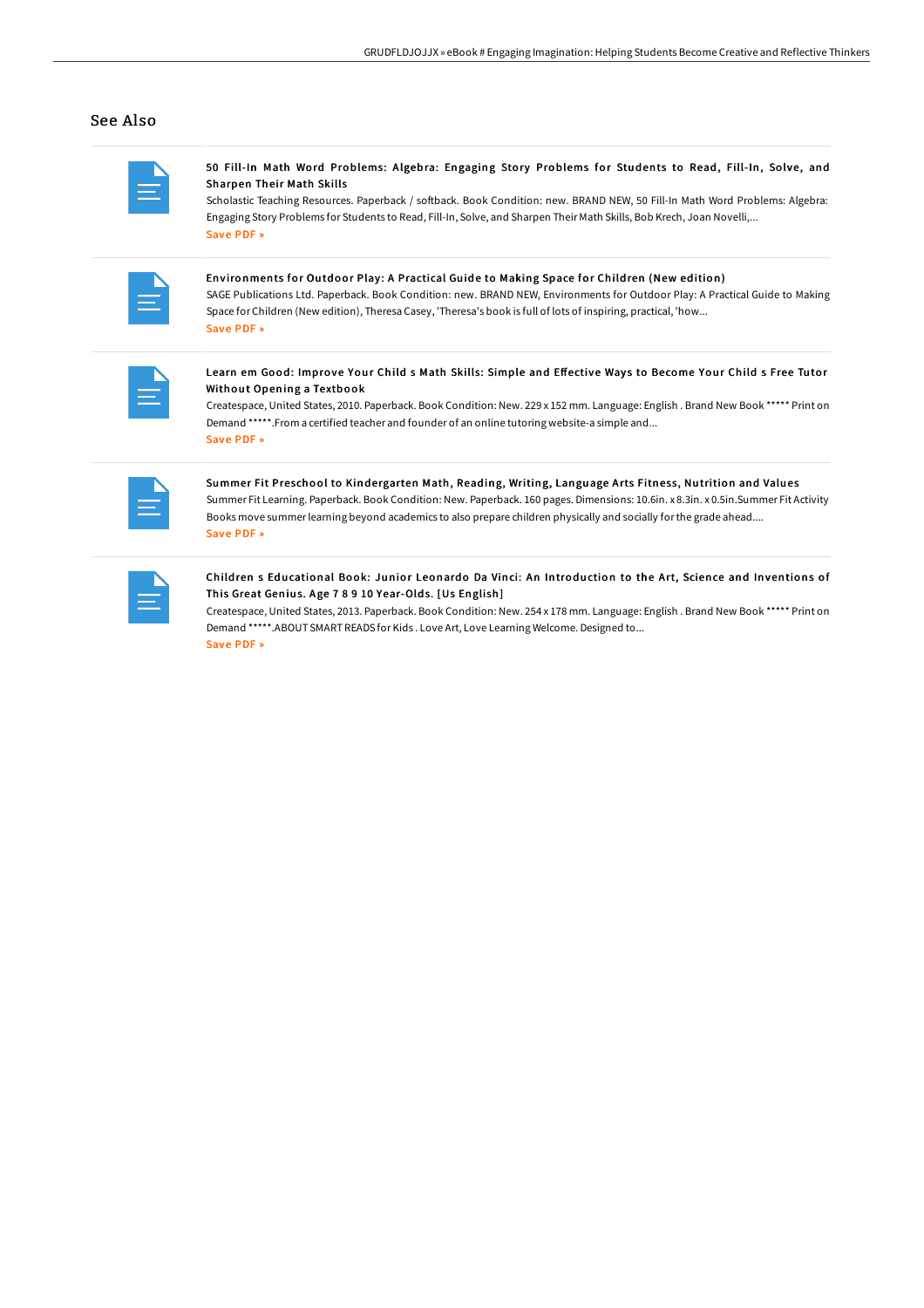## See Also

**50 Fill-In Math Word Problems: Algebra: Engaging Story Problems for Students to Read, Fill-In, Solve, and Sharpen Their Math Skills**

Scholastic Teaching Resources. Paperback / softback. Book Condition: new. BRAND NEW, 50 Fill-In Math Word Problems: Algebra: Engaging Story Problems for Students to Read, Fill-In, Solve, and Sharpen Their Math Skills, Bob Krech, Joan Novelli,...

Save PDF »

**Environments for Outdoor Play: A Practical Guide to Making Space for Children (New edition)**

SAGE Publications Ltd. Paperback. Book Condition: new. BRAND NEW, Environments for Outdoor Play: A Practical Guide to Making Space for Children (New edition), Theresa Casey, 'Theresa's book is full of lots of inspiring, practical, 'how...

Save PDF »

**Learn em Good: Improve Your Child s Math Skills: Simple and Effective Ways to Become Your Child s Free Tutor Without Opening a Textbook**

Createspace, United States, 2010. Paperback. Book Condition: New. 229 x 152 mm. Language: English . Brand New Book ***** Print on Demand *****.From a certified teacher and founder of an online tutoring website-a simple and...

Save PDF »

**Summer Fit Preschool to Kindergarten Math, Reading, Writing, Language Arts Fitness, Nutrition and Values**

Summer Fit Learning. Paperback. Book Condition: New. Paperback. 160 pages. Dimensions: 10.6in. x 8.3in. x 0.5in.Summer Fit Activity Books move summer learning beyond academics to also prepare children physically and socially for the grade ahead....

Save PDF »

**Children s Educational Book: Junior Leonardo Da Vinci: An Introduction to the Art, Science and Inventions of This Great Genius. Age 7 8 9 10 Year-Olds. [Us English]**

Createspace, United States, 2013. Paperback. Book Condition: New. 254 x 178 mm. Language: English . Brand New Book ***** Print on Demand *****.ABOUT SMART READS for Kids . Love Art, Love Learning Welcome. Designed to...

Save PDF »